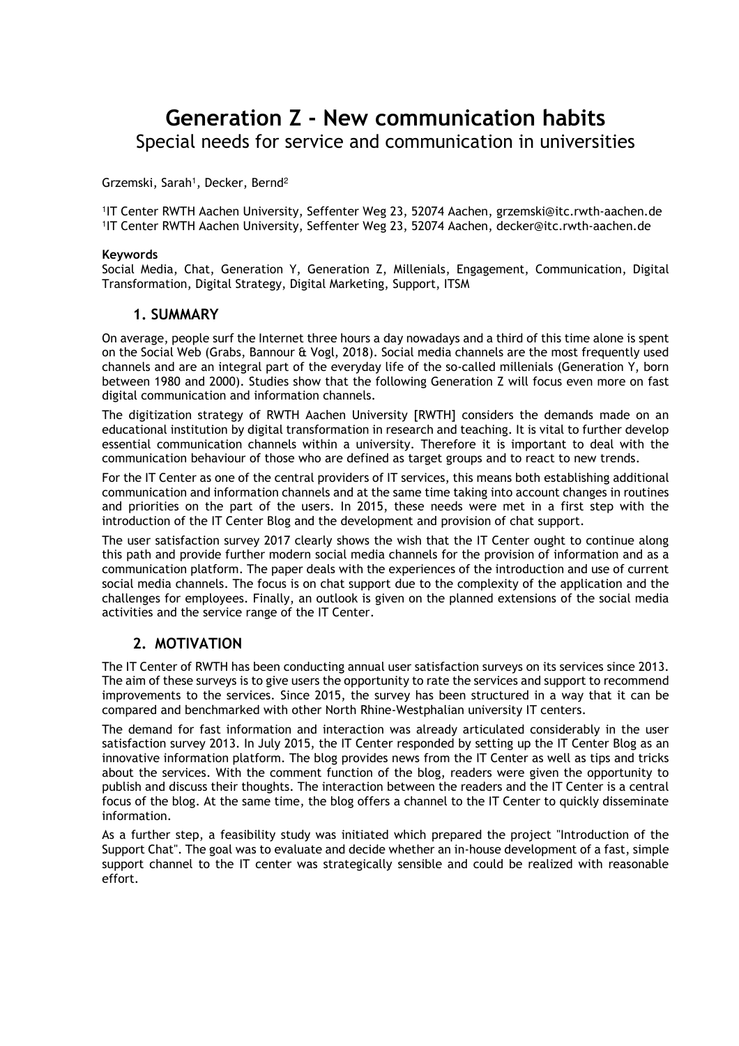# Generation Z - New communication habits

## Special needs for service and communication in universities

Grzemski, Sarah[1], Decker, Bernd[2]

[1]IT Center RWTH Aachen University, Seffenter Weg 23, 52074 Aachen, grzemski@itc.rwth-aachen.de
[1]IT Center RWTH Aachen University, Seffenter Weg 23, 52074 Aachen, decker@itc.rwth-aachen.de

**Keywords**
Social Media, Chat, Generation Y, Generation Z, Millenials, Engagement, Communication, Digital Transformation, Digital Strategy, Digital Marketing, Support, ITSM

### 1. SUMMARY

On average, people surf the Internet three hours a day nowadays and a third of this time alone is spent on the Social Web (Grabs, Bannour & Vogl, 2018). Social media channels are the most frequently used channels and are an integral part of the everyday life of the so-called millenials (Generation Y, born between 1980 and 2000). Studies show that the following Generation Z will focus even more on fast digital communication and information channels.

The digitization strategy of RWTH Aachen University [RWTH] considers the demands made on an educational institution by digital transformation in research and teaching. It is vital to further develop essential communication channels within a university. Therefore it is important to deal with the communication behaviour of those who are defined as target groups and to react to new trends.

For the IT Center as one of the central providers of IT services, this means both establishing additional communication and information channels and at the same time taking into account changes in routines and priorities on the part of the users. In 2015, these needs were met in a first step with the introduction of the IT Center Blog and the development and provision of chat support.

The user satisfaction survey 2017 clearly shows the wish that the IT Center ought to continue along this path and provide further modern social media channels for the provision of information and as a communication platform. The paper deals with the experiences of the introduction and use of current social media channels. The focus is on chat support due to the complexity of the application and the challenges for employees. Finally, an outlook is given on the planned extensions of the social media activities and the service range of the IT Center.

### 2. MOTIVATION

The IT Center of RWTH has been conducting annual user satisfaction surveys on its services since 2013. The aim of these surveys is to give users the opportunity to rate the services and support to recommend improvements to the services. Since 2015, the survey has been structured in a way that it can be compared and benchmarked with other North Rhine-Westphalian university IT centers.

The demand for fast information and interaction was already articulated considerably in the user satisfaction survey 2013. In July 2015, the IT Center responded by setting up the IT Center Blog as an innovative information platform. The blog provides news from the IT Center as well as tips and tricks about the services. With the comment function of the blog, readers were given the opportunity to publish and discuss their thoughts. The interaction between the readers and the IT Center is a central focus of the blog. At the same time, the blog offers a channel to the IT Center to quickly disseminate information.

As a further step, a feasibility study was initiated which prepared the project "Introduction of the Support Chat". The goal was to evaluate and decide whether an in-house development of a fast, simple support channel to the IT center was strategically sensible and could be realized with reasonable effort.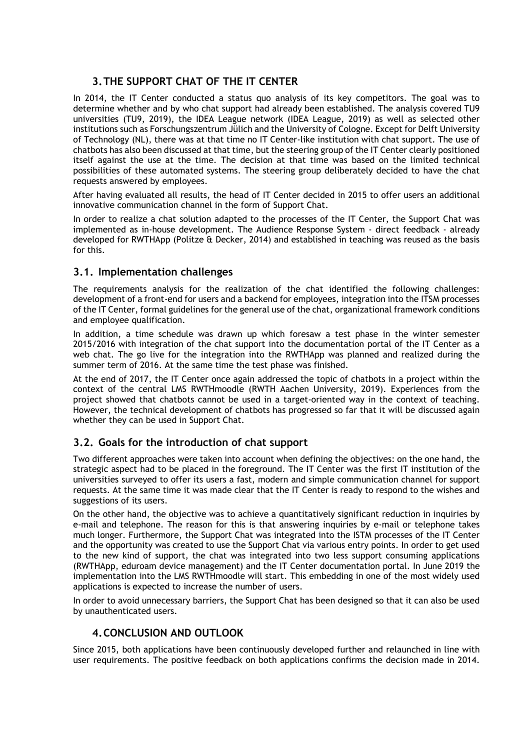# 3. THE SUPPORT CHAT OF THE IT CENTER

In 2014, the IT Center conducted a status quo analysis of its key competitors. The goal was to determine whether and by who chat support had already been established. The analysis covered TU9 universities (TU9, 2019), the IDEA League network (IDEA League, 2019) as well as selected other institutions such as Forschungszentrum Jülich and the University of Cologne. Except for Delft University of Technology (NL), there was at that time no IT Center-like institution with chat support. The use of chatbots has also been discussed at that time, but the steering group of the IT Center clearly positioned itself against the use at the time. The decision at that time was based on the limited technical possibilities of these automated systems. The steering group deliberately decided to have the chat requests answered by employees.

After having evaluated all results, the head of IT Center decided in 2015 to offer users an additional innovative communication channel in the form of Support Chat.

In order to realize a chat solution adapted to the processes of the IT Center, the Support Chat was implemented as in-house development. The Audience Response System - direct feedback - already developed for RWTHApp (Politze & Decker, 2014) and established in teaching was reused as the basis for this.

## 3.1. Implementation challenges

The requirements analysis for the realization of the chat identified the following challenges: development of a front-end for users and a backend for employees, integration into the ITSM processes of the IT Center, formal guidelines for the general use of the chat, organizational framework conditions and employee qualification.

In addition, a time schedule was drawn up which foresaw a test phase in the winter semester 2015/2016 with integration of the chat support into the documentation portal of the IT Center as a web chat. The go live for the integration into the RWTHApp was planned and realized during the summer term of 2016. At the same time the test phase was finished.

At the end of 2017, the IT Center once again addressed the topic of chatbots in a project within the context of the central LMS RWTHmoodle (RWTH Aachen University, 2019). Experiences from the project showed that chatbots cannot be used in a target-oriented way in the context of teaching. However, the technical development of chatbots has progressed so far that it will be discussed again whether they can be used in Support Chat.

## 3.2. Goals for the introduction of chat support

Two different approaches were taken into account when defining the objectives: on the one hand, the strategic aspect had to be placed in the foreground. The IT Center was the first IT institution of the universities surveyed to offer its users a fast, modern and simple communication channel for support requests. At the same time it was made clear that the IT Center is ready to respond to the wishes and suggestions of its users.

On the other hand, the objective was to achieve a quantitatively significant reduction in inquiries by e-mail and telephone. The reason for this is that answering inquiries by e-mail or telephone takes much longer. Furthermore, the Support Chat was integrated into the ISTM processes of the IT Center and the opportunity was created to use the Support Chat via various entry points. In order to get used to the new kind of support, the chat was integrated into two less support consuming applications (RWTHApp, eduroam device management) and the IT Center documentation portal. In June 2019 the implementation into the LMS RWTHmoodle will start. This embedding in one of the most widely used applications is expected to increase the number of users.

In order to avoid unnecessary barriers, the Support Chat has been designed so that it can also be used by unauthenticated users.

# 4. CONCLUSION AND OUTLOOK

Since 2015, both applications have been continuously developed further and relaunched in line with user requirements. The positive feedback on both applications confirms the decision made in 2014.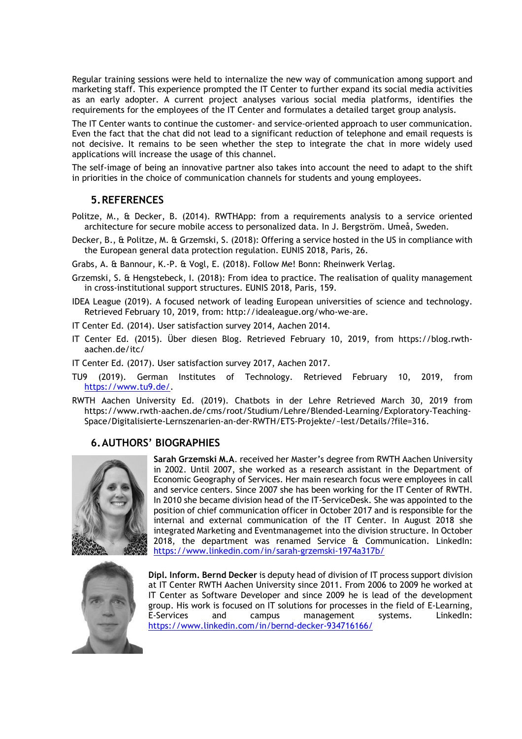Regular training sessions were held to internalize the new way of communication among support and marketing staff. This experience prompted the IT Center to further expand its social media activities as an early adopter. A current project analyses various social media platforms, identifies the requirements for the employees of the IT Center and formulates a detailed target group analysis.

The IT Center wants to continue the customer- and service-oriented approach to user communication. Even the fact that the chat did not lead to a significant reduction of telephone and email requests is not decisive. It remains to be seen whether the step to integrate the chat in more widely used applications will increase the usage of this channel.

The self-image of being an innovative partner also takes into account the need to adapt to the shift in priorities in the choice of communication channels for students and young employees.

## 5. REFERENCES

Politze, M., & Decker, B. (2014). RWTHApp: from a requirements analysis to a service oriented architecture for secure mobile access to personalized data. In J. Bergström. Umeå, Sweden.

Decker, B., & Politze, M. & Grzemski, S. (2018): Offering a service hosted in the US in compliance with the European general data protection regulation. EUNIS 2018, Paris, 26.

Grabs, A. & Bannour, K.-P. & Vogl, E. (2018). Follow Me! Bonn: Rheinwerk Verlag.

Grzemski, S. & Hengstebeck, I. (2018): From idea to practice. The realisation of quality management in cross-institutional support structures. EUNIS 2018, Paris, 159.

IDEA League (2019). A focused network of leading European universities of science and technology. Retrieved February 10, 2019, from: http://idealeague.org/who-we-are.

IT Center Ed. (2014). User satisfaction survey 2014, Aachen 2014.

IT Center Ed. (2015). Über diesen Blog. Retrieved February 10, 2019, from https://blog.rwth-aachen.de/itc/

IT Center Ed. (2017). User satisfaction survey 2017, Aachen 2017.

TU9 (2019). German Institutes of Technology. Retrieved February 10, 2019, from https://www.tu9.de/.

RWTH Aachen University Ed. (2019). Chatbots in der Lehre Retrieved March 30, 2019 from https://www.rwth-aachen.de/cms/root/Studium/Lehre/Blended-Learning/Exploratory-Teaching-Space/Digitalisierte-Lernszenarien-an-der-RWTH/ETS-Projekte/~lest/Details/?file=316.

## 6. AUTHORS' BIOGRAPHIES

**Sarah Grzemski M.A**. received her Master's degree from RWTH Aachen University in 2002. Until 2007, she worked as a research assistant in the Department of Economic Geography of Services. Her main research focus were employees in call and service centers. Since 2007 she has been working for the IT Center of RWTH. In 2010 she became division head of the IT-ServiceDesk. She was appointed to the position of chief communication officer in October 2017 and is responsible for the internal and external communication of the IT Center. In August 2018 she integrated Marketing and Eventmanagemet into the division structure. In October 2018, the department was renamed Service & Communication. LinkedIn: https://www.linkedin.com/in/sarah-grzemski-1974a317b/

**Dipl. Inform. Bernd Decker** is deputy head of division of IT process support division at IT Center RWTH Aachen University since 2011. From 2006 to 2009 he worked at IT Center as Software Developer and since 2009 he is lead of the development group. His work is focused on IT solutions for processes in the field of E-Learning, E-Services and campus management systems. LinkedIn: https://www.linkedin.com/in/bernd-decker-934716166/